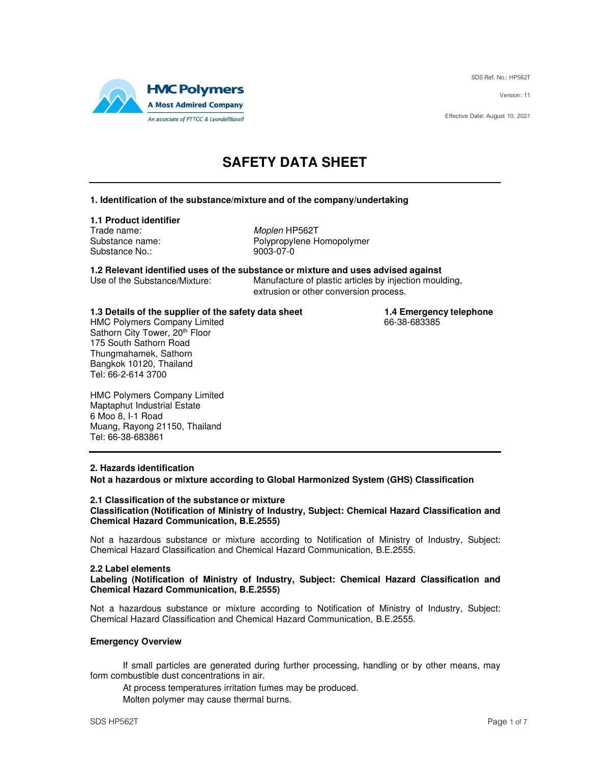HMC Polymers
A Most Admired Company
An associate of PTTGC & LyondellBasell

SDS Ref. No.: HP562T

Version: 11

Effective Date: August 10, 2021

# SAFETY DATA SHEET

## 1. Identification of the substance/mixture and of the company/undertaking

### 1.1 Product identifier

| | |
|---|---|
| Trade name: | *Moplen* HP562T |
| Substance name: | Polypropylene Homopolymer |
| Substance No.: | 9003-07-0 |

### 1.2 Relevant identified uses of the substance or mixture and uses advised against

| | |
|---|---|
| Use of the Substance/Mixture: | Manufacture of plastic articles by injection moulding, extrusion or other conversion process. |

### 1.3 Details of the supplier of the safety data sheet

HMC Polymers Company Limited
Sathorn City Tower, 20th Floor
175 South Sathorn Road
Thungmahamek, Sathorn
Bangkok 10120, Thailand
Tel: 66-2-614 3700

HMC Polymers Company Limited
Maptaphut Industrial Estate
6 Moo 8, I-1 Road
Muang, Rayong 21150, Thailand
Tel: 66-38-683861

### 1.4 Emergency telephone

66-38-683385

## 2. Hazards identification

**Not a hazardous or mixture according to Global Harmonized System (GHS) Classification**

### 2.1 Classification of the substance or mixture

**Classification (Notification of Ministry of Industry, Subject: Chemical Hazard Classification and Chemical Hazard Communication, B.E.2555)**

Not a hazardous substance or mixture according to Notification of Ministry of Industry, Subject: Chemical Hazard Classification and Chemical Hazard Communication, B.E.2555.

### 2.2 Label elements

**Labeling (Notification of Ministry of Industry, Subject: Chemical Hazard Classification and Chemical Hazard Communication, B.E.2555)**

Not a hazardous substance or mixture according to Notification of Ministry of Industry, Subject: Chemical Hazard Classification and Chemical Hazard Communication, B.E.2555.

**Emergency Overview**

If small particles are generated during further processing, handling or by other means, may form combustible dust concentrations in air.

At process temperatures irritation fumes may be produced.

Molten polymer may cause thermal burns.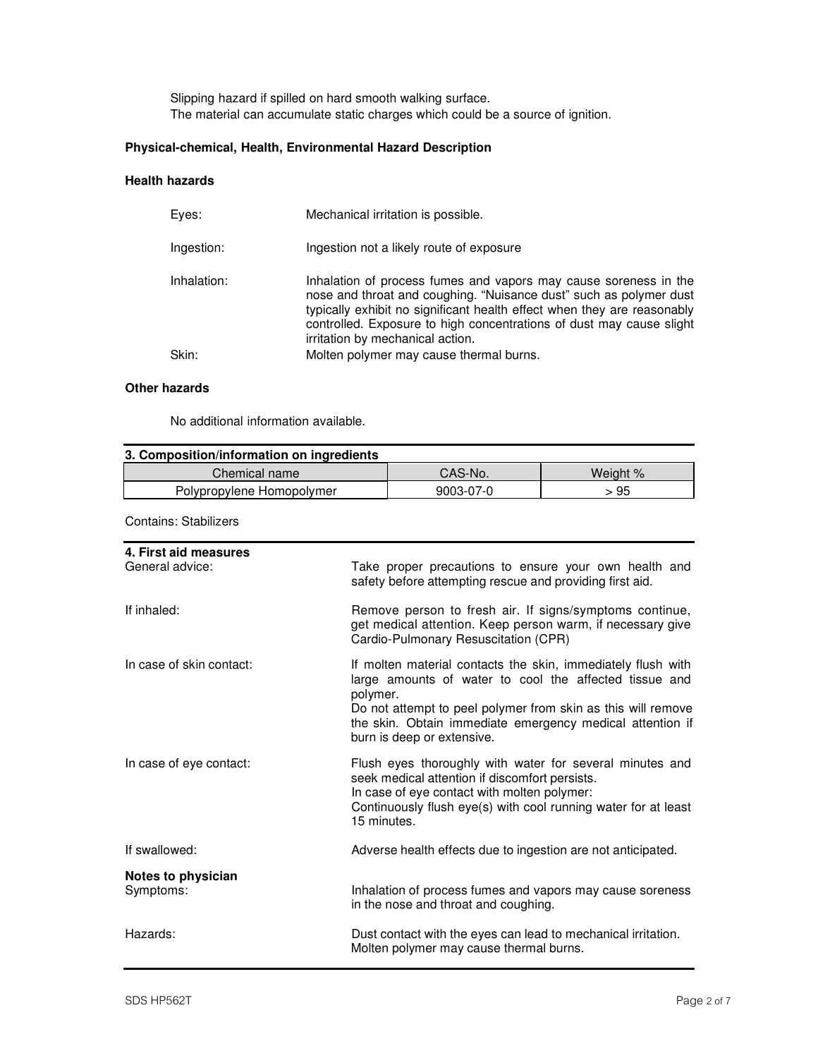Slipping hazard if spilled on hard smooth walking surface.
The material can accumulate static charges which could be a source of ignition.

**Physical-chemical, Health, Environmental Hazard Description**

**Health hazards**

| | |
|---|---|
| Eyes: | Mechanical irritation is possible. |
| Ingestion: | Ingestion not a likely route of exposure |
| Inhalation: | Inhalation of process fumes and vapors may cause soreness in the nose and throat and coughing. "Nuisance dust" such as polymer dust typically exhibit no significant health effect when they are reasonably controlled. Exposure to high concentrations of dust may cause slight irritation by mechanical action. |
| Skin: | Molten polymer may cause thermal burns. |

**Other hazards**

No additional information available.

## 3. Composition/information on ingredients

| Chemical name | CAS-No. | Weight % |
|---|---|---|
| Polypropylene Homopolymer | 9003-07-0 | > 95 |

Contains: Stabilizers

## 4. First aid measures

| | |
|---|---|
| General advice: | Take proper precautions to ensure your own health and safety before attempting rescue and providing first aid. |
| If inhaled: | Remove person to fresh air. If signs/symptoms continue, get medical attention. Keep person warm, if necessary give Cardio-Pulmonary Resuscitation (CPR) |
| In case of skin contact: | If molten material contacts the skin, immediately flush with large amounts of water to cool the affected tissue and polymer.<br>Do not attempt to peel polymer from skin as this will remove the skin. Obtain immediate emergency medical attention if burn is deep or extensive. |
| In case of eye contact: | Flush eyes thoroughly with water for several minutes and seek medical attention if discomfort persists.<br>In case of eye contact with molten polymer:<br>Continuously flush eye(s) with cool running water for at least 15 minutes. |
| If swallowed: | Adverse health effects due to ingestion are not anticipated. |

**Notes to physician**

| | |
|---|---|
| Symptoms: | Inhalation of process fumes and vapors may cause soreness in the nose and throat and coughing. |
| Hazards: | Dust contact with the eyes can lead to mechanical irritation.<br>Molten polymer may cause thermal burns. |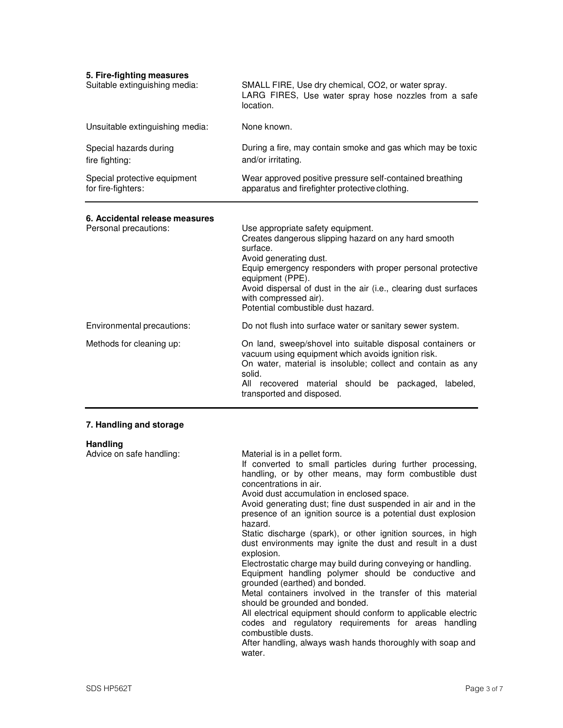## 5. Fire-fighting measures

| | |
|---|---|
| Suitable extinguishing media: | SMALL FIRE, Use dry chemical, $CO_2$, or water spray. LARG FIRES, Use water spray hose nozzles from a safe location. |
| Unsuitable extinguishing media: | None known. |
| Special hazards during fire fighting: | During a fire, may contain smoke and gas which may be toxic and/or irritating. |
| Special protective equipment for fire-fighters: | Wear approved positive pressure self-contained breathing apparatus and firefighter protective clothing. |

## 6. Accidental release measures

| | |
|---|---|
| Personal precautions: | Use appropriate safety equipment.<br>Creates dangerous slipping hazard on any hard smooth surface.<br>Avoid generating dust.<br>Equip emergency responders with proper personal protective equipment (PPE).<br>Avoid dispersal of dust in the air (i.e., clearing dust surfaces with compressed air).<br>Potential combustible dust hazard. |
| Environmental precautions: | Do not flush into surface water or sanitary sewer system. |
| Methods for cleaning up: | On land, sweep/shovel into suitable disposal containers or vacuum using equipment which avoids ignition risk.<br>On water, material is insoluble; collect and contain as any solid.<br>All recovered material should be packaged, labeled, transported and disposed. |

## 7. Handling and storage

### Handling

Advice on safe handling:

Material is in a pellet form.
If converted to small particles during further processing, handling, or by other means, may form combustible dust concentrations in air.
Avoid dust accumulation in enclosed space.
Avoid generating dust; fine dust suspended in air and in the presence of an ignition source is a potential dust explosion hazard.
Static discharge (spark), or other ignition sources, in high dust environments may ignite the dust and result in a dust explosion.
Electrostatic charge may build during conveying or handling.
Equipment handling polymer should be conductive and grounded (earthed) and bonded.
Metal containers involved in the transfer of this material should be grounded and bonded.
All electrical equipment should conform to applicable electric codes and regulatory requirements for areas handling combustible dusts.
After handling, always wash hands thoroughly with soap and water.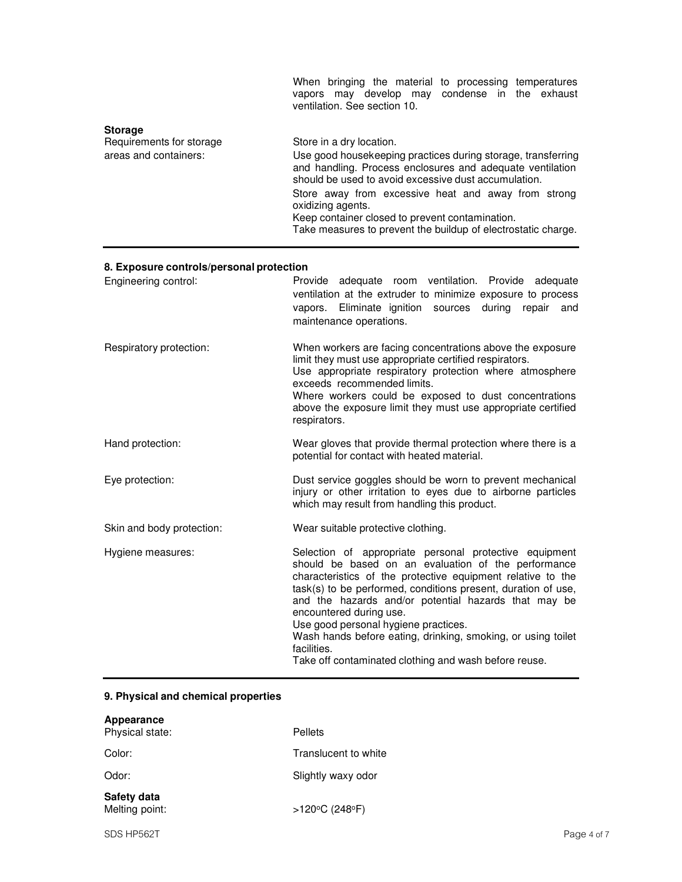| | |
|---|---|
| | When bringing the material to processing temperatures vapors may develop may condense in the exhaust ventilation. See section 10. |

**Storage**

| | |
|---|---|
| Requirements for storage areas and containers: | Store in a dry location.<br>Use good housekeeping practices during storage, transferring and handling. Process enclosures and adequate ventilation should be used to avoid excessive dust accumulation.<br>Store away from excessive heat and away from strong oxidizing agents.<br>Keep container closed to prevent contamination.<br>Take measures to prevent the buildup of electrostatic charge. |

## 8. Exposure controls/personal protection

| | |
|---|---|
| Engineering control: | Provide adequate room ventilation. Provide adequate ventilation at the extruder to minimize exposure to process vapors. Eliminate ignition sources during repair and maintenance operations. |
| Respiratory protection: | When workers are facing concentrations above the exposure limit they must use appropriate certified respirators.<br>Use appropriate respiratory protection where atmosphere exceeds recommended limits.<br>Where workers could be exposed to dust concentrations above the exposure limit they must use appropriate certified respirators. |
| Hand protection: | Wear gloves that provide thermal protection where there is a potential for contact with heated material. |
| Eye protection: | Dust service goggles should be worn to prevent mechanical injury or other irritation to eyes due to airborne particles which may result from handling this product. |
| Skin and body protection: | Wear suitable protective clothing. |
| Hygiene measures: | Selection of appropriate personal protective equipment should be based on an evaluation of the performance characteristics of the protective equipment relative to the task(s) to be performed, conditions present, duration of use, and the hazards and/or potential hazards that may be encountered during use.<br>Use good personal hygiene practices.<br>Wash hands before eating, drinking, smoking, or using toilet facilities.<br>Take off contaminated clothing and wash before reuse. |

## 9. Physical and chemical properties

**Appearance**

| | |
|---|---|
| Physical state: | Pellets |
| Color: | Translucent to white |
| Odor: | Slightly waxy odor |

**Safety data**

| | |
|---|---|
| Melting point: | >120°C (248°F) |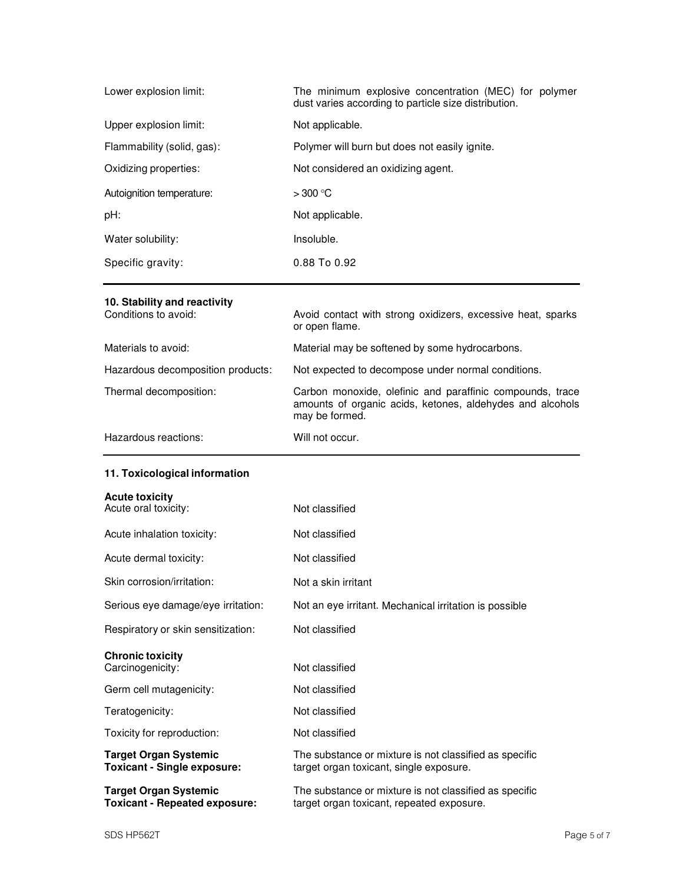| | |
|---|---|
| Lower explosion limit: | The minimum explosive concentration (MEC) for polymer dust varies according to particle size distribution. |
| Upper explosion limit: | Not applicable. |
| Flammability (solid, gas): | Polymer will burn but does not easily ignite. |
| Oxidizing properties: | Not considered an oxidizing agent. |
| Autoignition temperature: | > 300 °C |
| pH: | Not applicable. |
| Water solubility: | Insoluble. |
| Specific gravity: | 0.88 To 0.92 |

## 10. Stability and reactivity

| | |
|---|---|
| Conditions to avoid: | Avoid contact with strong oxidizers, excessive heat, sparks or open flame. |
| Materials to avoid: | Material may be softened by some hydrocarbons. |
| Hazardous decomposition products: | Not expected to decompose under normal conditions. |
| Thermal decomposition: | Carbon monoxide, olefinic and paraffinic compounds, trace amounts of organic acids, ketones, aldehydes and alcohols may be formed. |
| Hazardous reactions: | Will not occur. |

## 11. Toxicological information

**Acute toxicity**

| | |
|---|---|
| Acute oral toxicity: | Not classified |
| Acute inhalation toxicity: | Not classified |
| Acute dermal toxicity: | Not classified |
| Skin corrosion/irritation: | Not a skin irritant |
| Serious eye damage/eye irritation: | Not an eye irritant. Mechanical irritation is possible |
| Respiratory or skin sensitization: | Not classified |

**Chronic toxicity**

| | |
|---|---|
| Carcinogenicity: | Not classified |
| Germ cell mutagenicity: | Not classified |
| Teratogenicity: | Not classified |
| Toxicity for reproduction: | Not classified |
| **Target Organ Systemic Toxicant - Single exposure:** | The substance or mixture is not classified as specific target organ toxicant, single exposure. |
| **Target Organ Systemic Toxicant - Repeated exposure:** | The substance or mixture is not classified as specific target organ toxicant, repeated exposure. |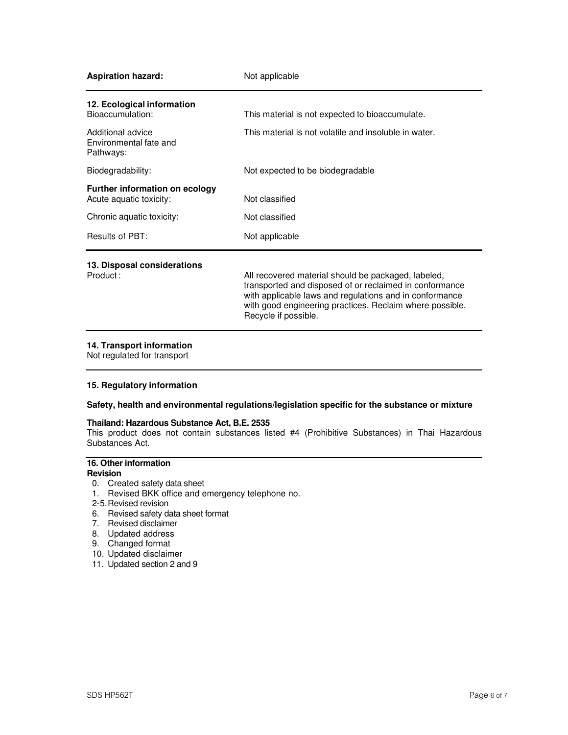**Aspiration hazard:** Not applicable

## 12. Ecological information

| | |
|---|---|
| Bioaccumulation: | This material is not expected to bioaccumulate. |
| Additional advice Environmental fate and Pathways: | This material is not volatile and insoluble in water. |
| Biodegradability: | Not expected to be biodegradable |

**Further information on ecology**

| | |
|---|---|
| Acute aquatic toxicity: | Not classified |
| Chronic aquatic toxicity: | Not classified |
| Results of PBT: | Not applicable |

## 13. Disposal considerations

Product : All recovered material should be packaged, labeled, transported and disposed of or reclaimed in conformance with applicable laws and regulations and in conformance with good engineering practices. Reclaim where possible. Recycle if possible.

## 14. Transport information

Not regulated for transport

## 15. Regulatory information

**Safety, health and environmental regulations/legislation specific for the substance or mixture**

**Thailand: Hazardous Substance Act, B.E. 2535**

This product does not contain substances listed #4 (Prohibitive Substances) in Thai Hazardous Substances Act.

## 16. Other information

**Revision**

0. Created safety data sheet
1. Revised BKK office and emergency telephone no.

2-5. Revised revision

6. Revised safety data sheet format
7. Revised disclaimer
8. Updated address
9. Changed format
10. Updated disclaimer
11. Updated section 2 and 9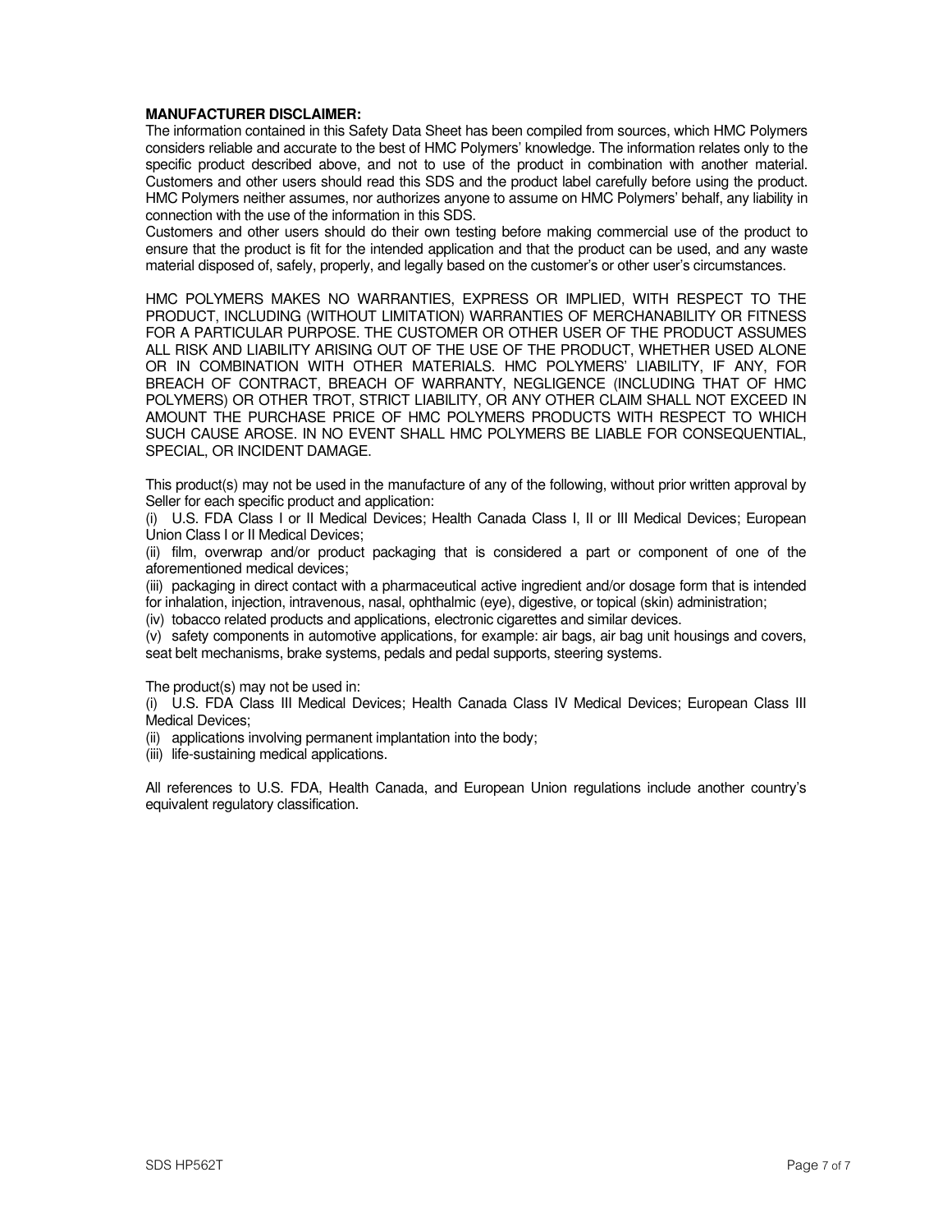**MANUFACTURER DISCLAIMER:**

The information contained in this Safety Data Sheet has been compiled from sources, which HMC Polymers considers reliable and accurate to the best of HMC Polymers' knowledge. The information relates only to the specific product described above, and not to use of the product in combination with another material. Customers and other users should read this SDS and the product label carefully before using the product. HMC Polymers neither assumes, nor authorizes anyone to assume on HMC Polymers' behalf, any liability in connection with the use of the information in this SDS.

Customers and other users should do their own testing before making commercial use of the product to ensure that the product is fit for the intended application and that the product can be used, and any waste material disposed of, safely, properly, and legally based on the customer's or other user's circumstances.

HMC POLYMERS MAKES NO WARRANTIES, EXPRESS OR IMPLIED, WITH RESPECT TO THE PRODUCT, INCLUDING (WITHOUT LIMITATION) WARRANTIES OF MERCHANABILITY OR FITNESS FOR A PARTICULAR PURPOSE. THE CUSTOMER OR OTHER USER OF THE PRODUCT ASSUMES ALL RISK AND LIABILITY ARISING OUT OF THE USE OF THE PRODUCT, WHETHER USED ALONE OR IN COMBINATION WITH OTHER MATERIALS. HMC POLYMERS' LIABILITY, IF ANY, FOR BREACH OF CONTRACT, BREACH OF WARRANTY, NEGLIGENCE (INCLUDING THAT OF HMC POLYMERS) OR OTHER TROT, STRICT LIABILITY, OR ANY OTHER CLAIM SHALL NOT EXCEED IN AMOUNT THE PURCHASE PRICE OF HMC POLYMERS PRODUCTS WITH RESPECT TO WHICH SUCH CAUSE AROSE. IN NO EVENT SHALL HMC POLYMERS BE LIABLE FOR CONSEQUENTIAL, SPECIAL, OR INCIDENT DAMAGE.

This product(s) may not be used in the manufacture of any of the following, without prior written approval by Seller for each specific product and application:

(i) U.S. FDA Class I or II Medical Devices; Health Canada Class I, II or III Medical Devices; European Union Class I or II Medical Devices;

(ii) film, overwrap and/or product packaging that is considered a part or component of one of the aforementioned medical devices;

(iii) packaging in direct contact with a pharmaceutical active ingredient and/or dosage form that is intended for inhalation, injection, intravenous, nasal, ophthalmic (eye), digestive, or topical (skin) administration;

(iv) tobacco related products and applications, electronic cigarettes and similar devices.

(v) safety components in automotive applications, for example: air bags, air bag unit housings and covers, seat belt mechanisms, brake systems, pedals and pedal supports, steering systems.

The product(s) may not be used in:

(i) U.S. FDA Class III Medical Devices; Health Canada Class IV Medical Devices; European Class III Medical Devices;

(ii) applications involving permanent implantation into the body;

(iii) life-sustaining medical applications.

All references to U.S. FDA, Health Canada, and European Union regulations include another country's equivalent regulatory classification.